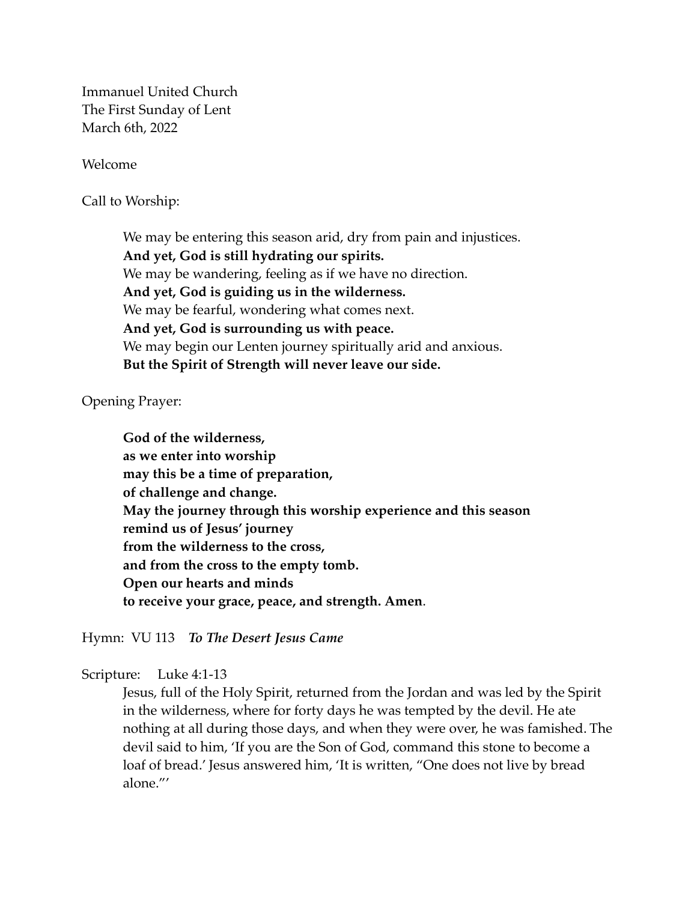Immanuel United Church
The First Sunday of Lent
March 6th, 2022

Welcome

Call to Worship:

> We may be entering this season arid, dry from pain and injustices.
> **And yet, God is still hydrating our spirits.**
> We may be wandering, feeling as if we have no direction.
> **And yet, God is guiding us in the wilderness.**
> We may be fearful, wondering what comes next.
> **And yet, God is surrounding us with peace.**
> We may begin our Lenten journey spiritually arid and anxious.
> **But the Spirit of Strength will never leave our side.**

Opening Prayer:

> **God of the wilderness,**
> **as we enter into worship**
> **may this be a time of preparation,**
> **of challenge and change.**
> **May the journey through this worship experience and this season**
> **remind us of Jesus' journey**
> **from the wilderness to the cross,**
> **and from the cross to the empty tomb.**
> **Open our hearts and minds**
> **to receive your grace, peace, and strength. Amen**.

Hymn: VU 113 ***To The Desert Jesus Came***

Scripture: Luke 4:1-13

> Jesus, full of the Holy Spirit, returned from the Jordan and was led by the Spirit in the wilderness, where for forty days he was tempted by the devil. He ate nothing at all during those days, and when they were over, he was famished. The devil said to him, 'If you are the Son of God, command this stone to become a loaf of bread.' Jesus answered him, 'It is written, "One does not live by bread alone."'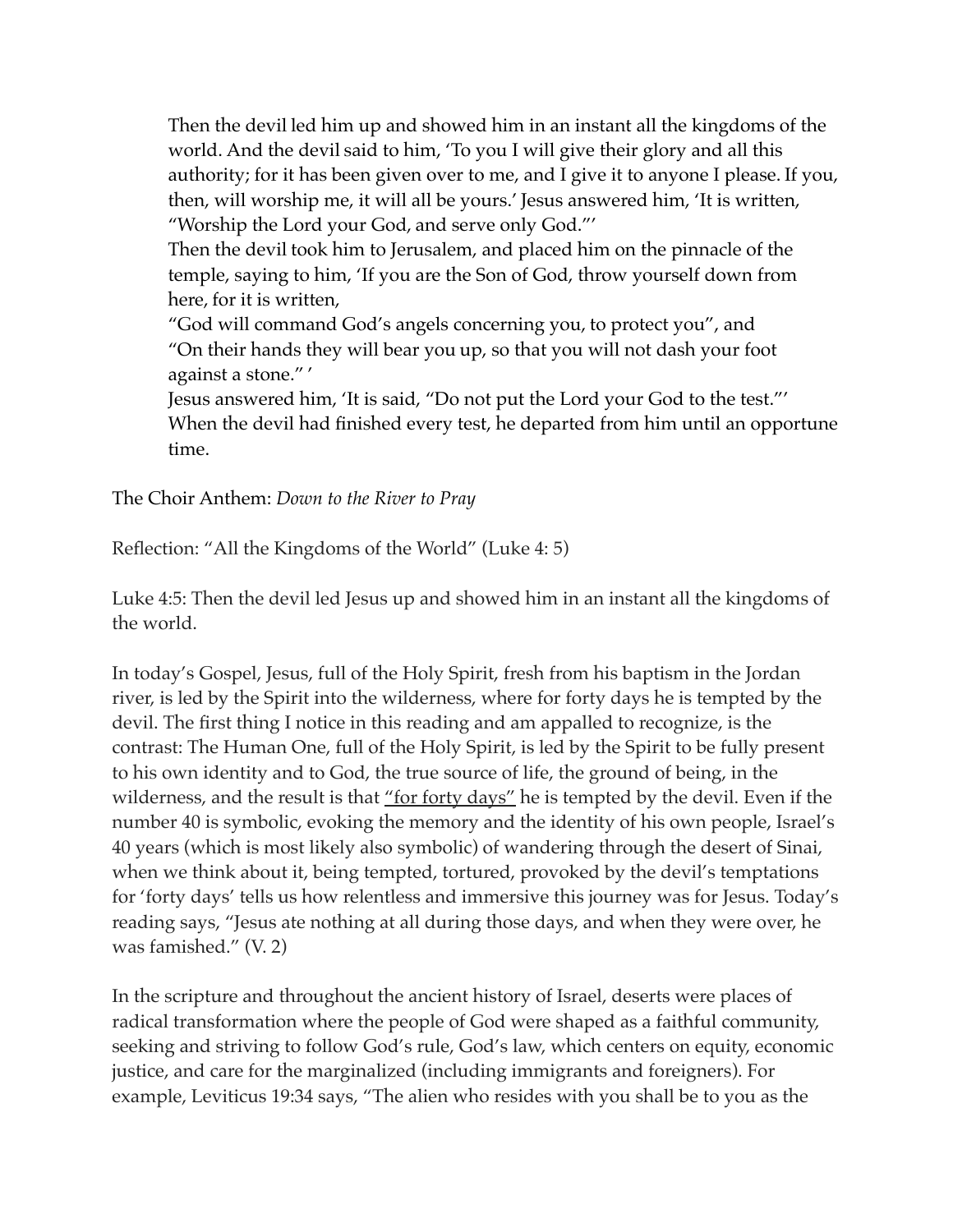> Then the devil led him up and showed him in an instant all the kingdoms of the world. And the devil said to him, 'To you I will give their glory and all this authority; for it has been given over to me, and I give it to anyone I please. If you, then, will worship me, it will all be yours.' Jesus answered him, 'It is written, "Worship the Lord your God, and serve only God."'
> Then the devil took him to Jerusalem, and placed him on the pinnacle of the temple, saying to him, 'If you are the Son of God, throw yourself down from here, for it is written,
> "God will command God's angels concerning you, to protect you", and
> "On their hands they will bear you up, so that you will not dash your foot against a stone." '
> Jesus answered him, 'It is said, "Do not put the Lord your God to the test."'
> When the devil had finished every test, he departed from him until an opportune time.

The Choir Anthem: *Down to the River to Pray*

Reflection: "All the Kingdoms of the World" (Luke 4: 5)

Luke 4:5: Then the devil led Jesus up and showed him in an instant all the kingdoms of the world.

In today's Gospel, Jesus, full of the Holy Spirit, fresh from his baptism in the Jordan river, is led by the Spirit into the wilderness, where for forty days he is tempted by the devil. The first thing I notice in this reading and am appalled to recognize, is the contrast: The Human One, full of the Holy Spirit, is led by the Spirit to be fully present to his own identity and to God, the true source of life, the ground of being, in the wilderness, and the result is that <u>"for forty days"</u> he is tempted by the devil. Even if the number 40 is symbolic, evoking the memory and the identity of his own people, Israel's 40 years (which is most likely also symbolic) of wandering through the desert of Sinai, when we think about it, being tempted, tortured, provoked by the devil's temptations for 'forty days' tells us how relentless and immersive this journey was for Jesus. Today's reading says, "Jesus ate nothing at all during those days, and when they were over, he was famished." (V. 2)

In the scripture and throughout the ancient history of Israel, deserts were places of radical transformation where the people of God were shaped as a faithful community, seeking and striving to follow God's rule, God's law, which centers on equity, economic justice, and care for the marginalized (including immigrants and foreigners). For example, Leviticus 19:34 says, "The alien who resides with you shall be to you as the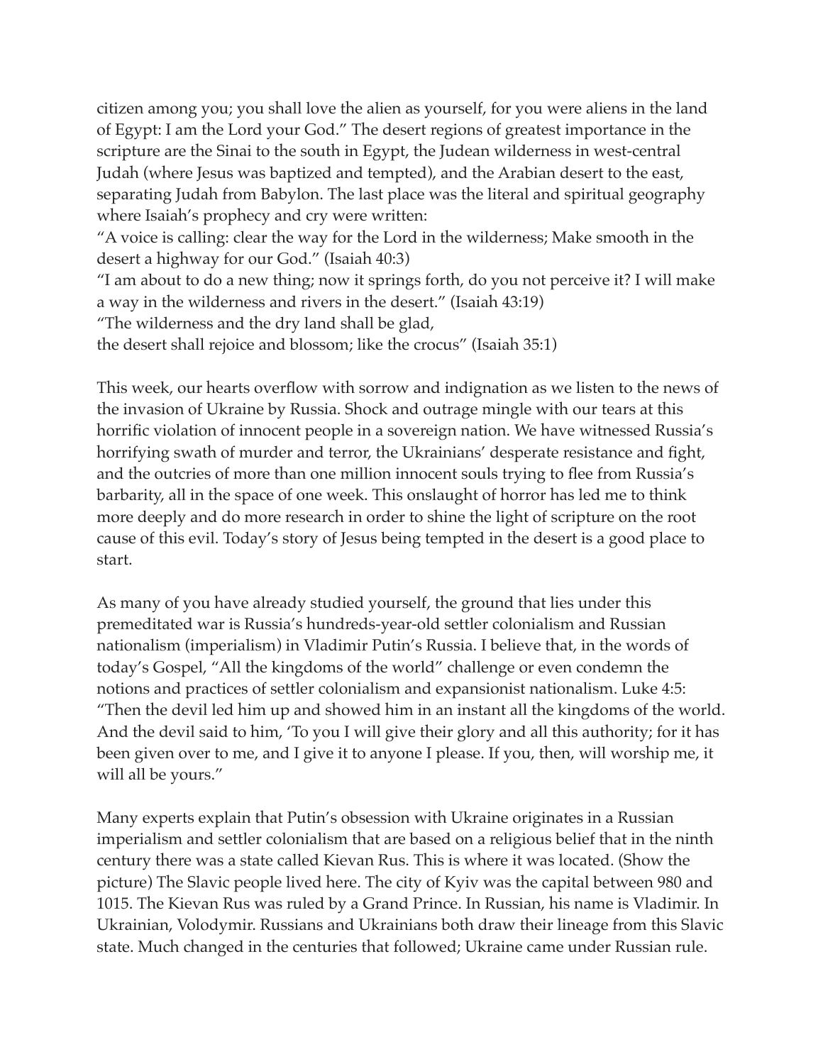citizen among you; you shall love the alien as yourself, for you were aliens in the land of Egypt: I am the Lord your God." The desert regions of greatest importance in the scripture are the Sinai to the south in Egypt, the Judean wilderness in west-central Judah (where Jesus was baptized and tempted), and the Arabian desert to the east, separating Judah from Babylon. The last place was the literal and spiritual geography where Isaiah's prophecy and cry were written:

"A voice is calling: clear the way for the Lord in the wilderness; Make smooth in the desert a highway for our God." (Isaiah 40:3)

"I am about to do a new thing; now it springs forth, do you not perceive it? I will make a way in the wilderness and rivers in the desert." (Isaiah 43:19)

"The wilderness and the dry land shall be glad,
the desert shall rejoice and blossom; like the crocus" (Isaiah 35:1)

This week, our hearts overflow with sorrow and indignation as we listen to the news of the invasion of Ukraine by Russia. Shock and outrage mingle with our tears at this horrific violation of innocent people in a sovereign nation. We have witnessed Russia's horrifying swath of murder and terror, the Ukrainians' desperate resistance and fight, and the outcries of more than one million innocent souls trying to flee from Russia's barbarity, all in the space of one week. This onslaught of horror has led me to think more deeply and do more research in order to shine the light of scripture on the root cause of this evil. Today's story of Jesus being tempted in the desert is a good place to start.

As many of you have already studied yourself, the ground that lies under this premeditated war is Russia's hundreds-year-old settler colonialism and Russian nationalism (imperialism) in Vladimir Putin's Russia. I believe that, in the words of today's Gospel, "All the kingdoms of the world" challenge or even condemn the notions and practices of settler colonialism and expansionist nationalism. Luke 4:5: "Then the devil led him up and showed him in an instant all the kingdoms of the world. And the devil said to him, 'To you I will give their glory and all this authority; for it has been given over to me, and I give it to anyone I please. If you, then, will worship me, it will all be yours."

Many experts explain that Putin's obsession with Ukraine originates in a Russian imperialism and settler colonialism that are based on a religious belief that in the ninth century there was a state called Kievan Rus. This is where it was located. (Show the picture) The Slavic people lived here. The city of Kyiv was the capital between 980 and 1015. The Kievan Rus was ruled by a Grand Prince. In Russian, his name is Vladimir. In Ukrainian, Volodymir. Russians and Ukrainians both draw their lineage from this Slavic state. Much changed in the centuries that followed; Ukraine came under Russian rule.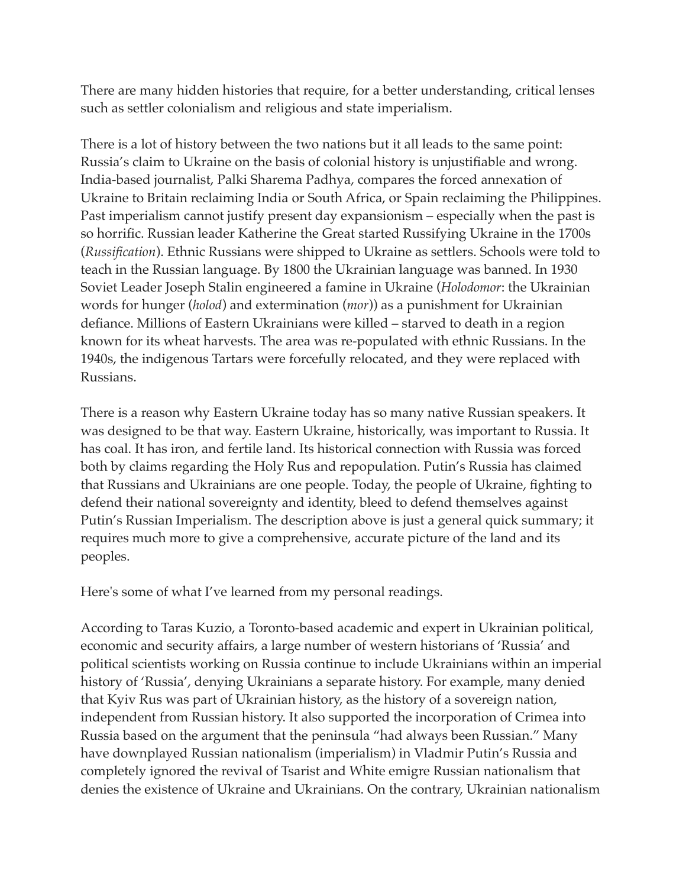There are many hidden histories that require, for a better understanding, critical lenses such as settler colonialism and religious and state imperialism.

There is a lot of history between the two nations but it all leads to the same point: Russia's claim to Ukraine on the basis of colonial history is unjustifiable and wrong. India-based journalist, Palki Sharema Padhya, compares the forced annexation of Ukraine to Britain reclaiming India or South Africa, or Spain reclaiming the Philippines. Past imperialism cannot justify present day expansionism – especially when the past is so horrific. Russian leader Katherine the Great started Russifying Ukraine in the 1700s (*Russification*). Ethnic Russians were shipped to Ukraine as settlers. Schools were told to teach in the Russian language. By 1800 the Ukrainian language was banned. In 1930 Soviet Leader Joseph Stalin engineered a famine in Ukraine (*Holodomor*: the Ukrainian words for hunger (*holod*) and extermination (*mor*)) as a punishment for Ukrainian defiance. Millions of Eastern Ukrainians were killed – starved to death in a region known for its wheat harvests. The area was re-populated with ethnic Russians. In the 1940s, the indigenous Tartars were forcefully relocated, and they were replaced with Russians.

There is a reason why Eastern Ukraine today has so many native Russian speakers. It was designed to be that way. Eastern Ukraine, historically, was important to Russia. It has coal. It has iron, and fertile land. Its historical connection with Russia was forced both by claims regarding the Holy Rus and repopulation. Putin's Russia has claimed that Russians and Ukrainians are one people. Today, the people of Ukraine, fighting to defend their national sovereignty and identity, bleed to defend themselves against Putin's Russian Imperialism. The description above is just a general quick summary; it requires much more to give a comprehensive, accurate picture of the land and its peoples.

Here's some of what I've learned from my personal readings.

According to Taras Kuzio, a Toronto-based academic and expert in Ukrainian political, economic and security affairs, a large number of western historians of 'Russia' and political scientists working on Russia continue to include Ukrainians within an imperial history of 'Russia', denying Ukrainians a separate history. For example, many denied that Kyiv Rus was part of Ukrainian history, as the history of a sovereign nation, independent from Russian history. It also supported the incorporation of Crimea into Russia based on the argument that the peninsula "had always been Russian." Many have downplayed Russian nationalism (imperialism) in Vladmir Putin's Russia and completely ignored the revival of Tsarist and White emigre Russian nationalism that denies the existence of Ukraine and Ukrainians. On the contrary, Ukrainian nationalism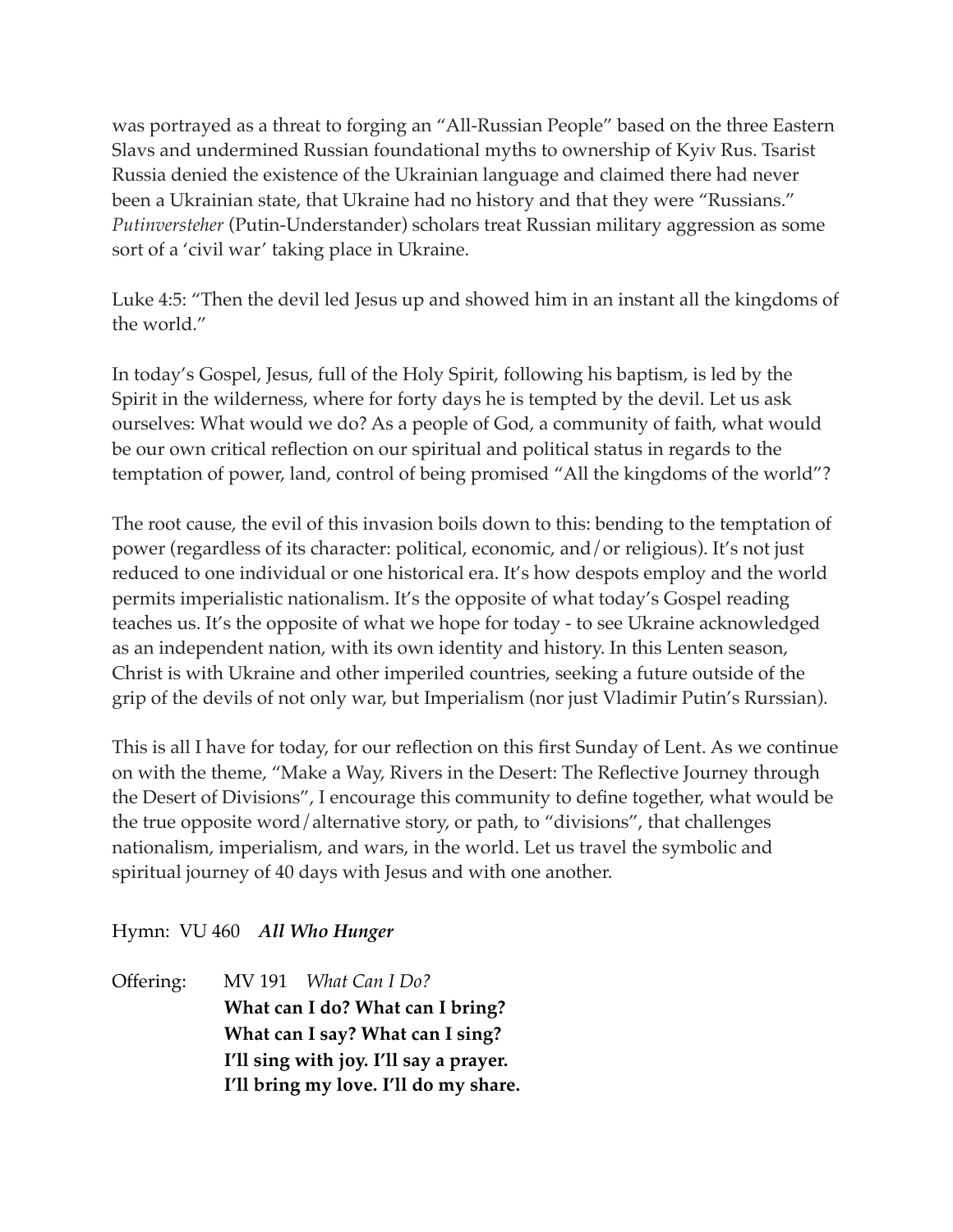was portrayed as a threat to forging an "All-Russian People" based on the three Eastern Slavs and undermined Russian foundational myths to ownership of Kyiv Rus. Tsarist Russia denied the existence of the Ukrainian language and claimed there had never been a Ukrainian state, that Ukraine had no history and that they were "Russians." *Putinversteher* (Putin-Understander) scholars treat Russian military aggression as some sort of a 'civil war' taking place in Ukraine.

Luke 4:5: "Then the devil led Jesus up and showed him in an instant all the kingdoms of the world."

In today's Gospel, Jesus, full of the Holy Spirit, following his baptism, is led by the Spirit in the wilderness, where for forty days he is tempted by the devil. Let us ask ourselves: What would we do? As a people of God, a community of faith, what would be our own critical reflection on our spiritual and political status in regards to the temptation of power, land, control of being promised "All the kingdoms of the world"?

The root cause, the evil of this invasion boils down to this: bending to the temptation of power (regardless of its character: political, economic, and/or religious). It's not just reduced to one individual or one historical era. It's how despots employ and the world permits imperialistic nationalism. It's the opposite of what today's Gospel reading teaches us. It's the opposite of what we hope for today - to see Ukraine acknowledged as an independent nation, with its own identity and history. In this Lenten season, Christ is with Ukraine and other imperiled countries, seeking a future outside of the grip of the devils of not only war, but Imperialism (nor just Vladimir Putin's Rurssian).

This is all I have for today, for our reflection on this first Sunday of Lent. As we continue on with the theme, "Make a Way, Rivers in the Desert: The Reflective Journey through the Desert of Divisions", I encourage this community to define together, what would be the true opposite word/alternative story, or path, to "divisions", that challenges nationalism, imperialism, and wars, in the world. Let us travel the symbolic and spiritual journey of 40 days with Jesus and with one another.

Hymn: VU 460 ***All Who Hunger***

Offering: MV 191 *What Can I Do?*

**What can I do? What can I bring?**
**What can I say? What can I sing?**
**I'll sing with joy. I'll say a prayer.**
**I'll bring my love. I'll do my share.**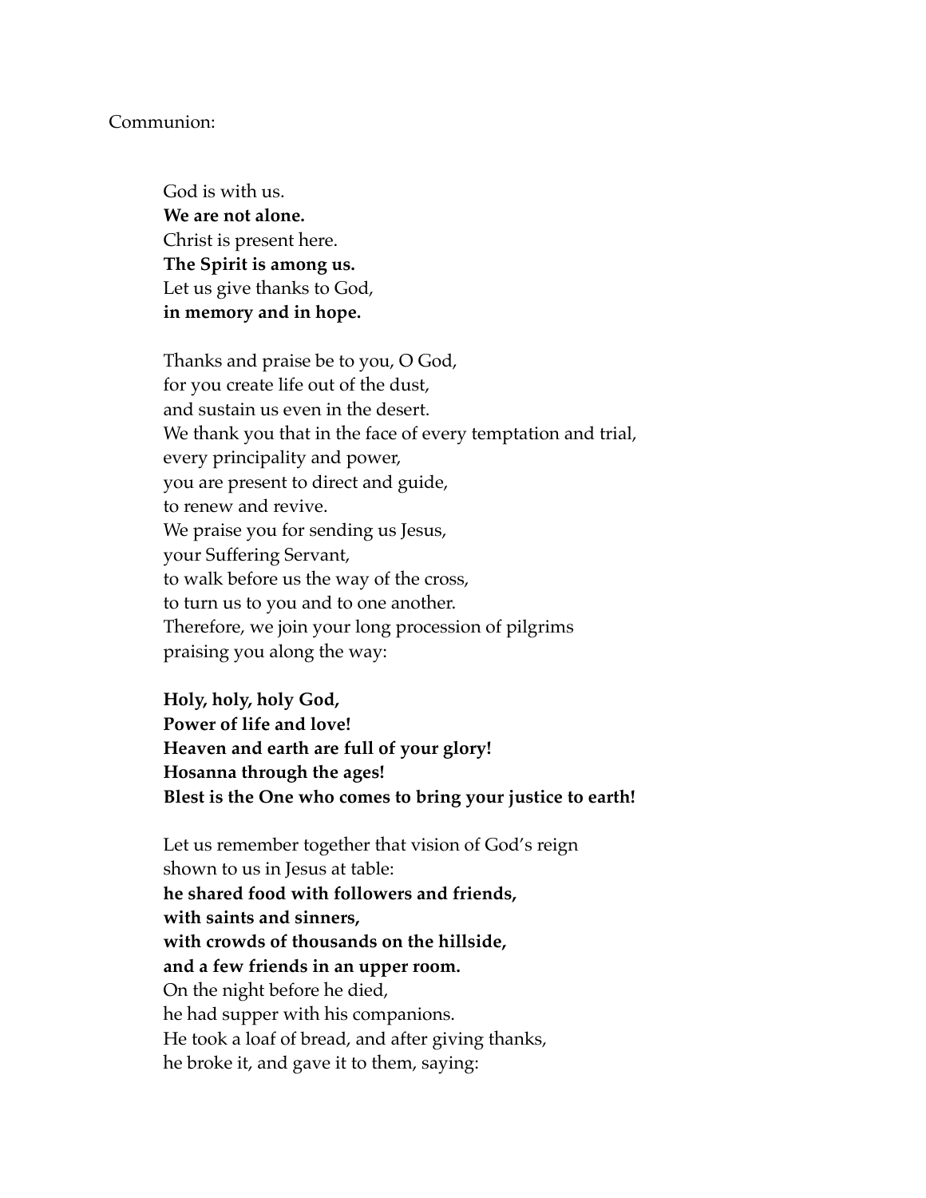Communion:

God is with us.  
**We are not alone.**  
Christ is present here.  
**The Spirit is among us.**  
Let us give thanks to God,  
**in memory and in hope.**

Thanks and praise be to you, O God,  
for you create life out of the dust,  
and sustain us even in the desert.  
We thank you that in the face of every temptation and trial,  
every principality and power,  
you are present to direct and guide,  
to renew and revive.  
We praise you for sending us Jesus,  
your Suffering Servant,  
to walk before us the way of the cross,  
to turn us to you and to one another.  
Therefore, we join your long procession of pilgrims  
praising you along the way:

**Holy, holy, holy God,**  
**Power of life and love!**  
**Heaven and earth are full of your glory!**  
**Hosanna through the ages!**  
**Blest is the One who comes to bring your justice to earth!**

Let us remember together that vision of God's reign  
shown to us in Jesus at table:  
**he shared food with followers and friends,**  
**with saints and sinners,**  
**with crowds of thousands on the hillside,**  
**and a few friends in an upper room.**  
On the night before he died,  
he had supper with his companions.  
He took a loaf of bread, and after giving thanks,  
he broke it, and gave it to them, saying: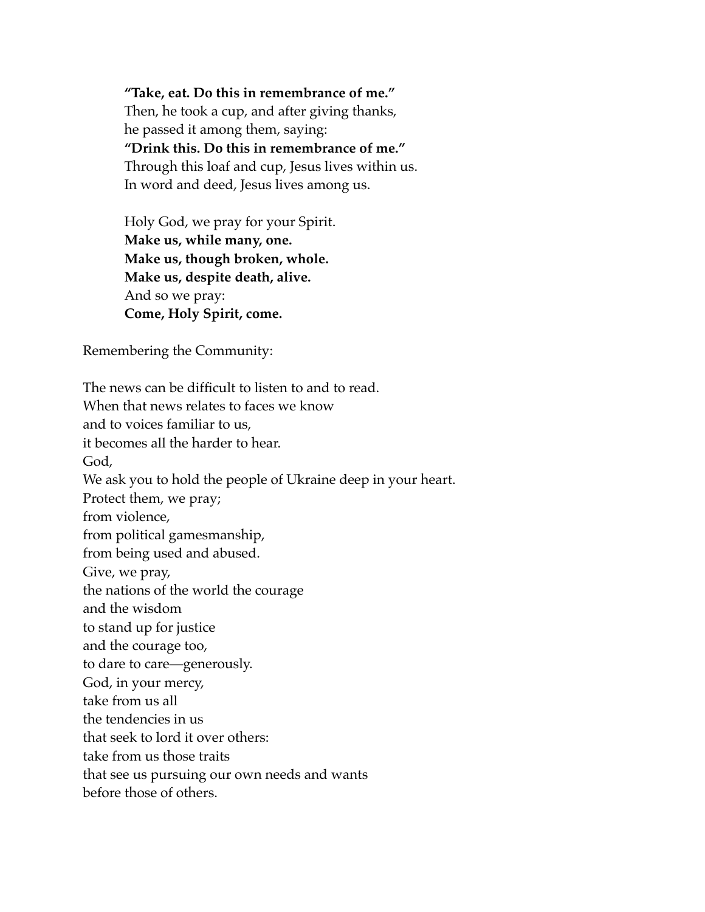**"Take, eat. Do this in remembrance of me."**
Then, he took a cup, and after giving thanks,
he passed it among them, saying:
**"Drink this. Do this in remembrance of me."**
Through this loaf and cup, Jesus lives within us.
In word and deed, Jesus lives among us.

Holy God, we pray for your Spirit.
**Make us, while many, one.**
**Make us, though broken, whole.**
**Make us, despite death, alive.**
And so we pray:
**Come, Holy Spirit, come.**

Remembering the Community:

The news can be difficult to listen to and to read.
When that news relates to faces we know
and to voices familiar to us,
it becomes all the harder to hear.
God,
We ask you to hold the people of Ukraine deep in your heart.
Protect them, we pray;
from violence,
from political gamesmanship,
from being used and abused.
Give, we pray,
the nations of the world the courage
and the wisdom
to stand up for justice
and the courage too,
to dare to care—generously.
God, in your mercy,
take from us all
the tendencies in us
that seek to lord it over others:
take from us those traits
that see us pursuing our own needs and wants
before those of others.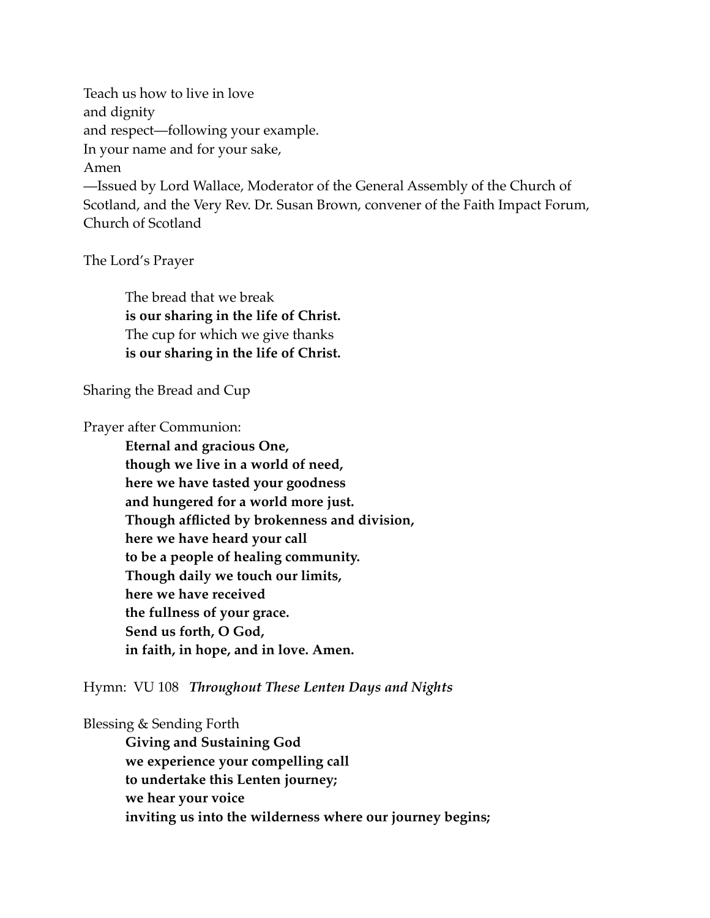Teach us how to live in love  
and dignity  
and respect—following your example.  
In your name and for your sake,  
Amen  
—Issued by Lord Wallace, Moderator of the General Assembly of the Church of Scotland, and the Very Rev. Dr. Susan Brown, convener of the Faith Impact Forum, Church of Scotland

The Lord's Prayer

> The bread that we break  
> **is our sharing in the life of Christ.**  
> The cup for which we give thanks  
> **is our sharing in the life of Christ.**

Sharing the Bread and Cup

Prayer after Communion:

> **Eternal and gracious One,**  
> **though we live in a world of need,**  
> **here we have tasted your goodness**  
> **and hungered for a world more just.**  
> **Though afflicted by brokenness and division,**  
> **here we have heard your call**  
> **to be a people of healing community.**  
> **Though daily we touch our limits,**  
> **here we have received**  
> **the fullness of your grace.**  
> **Send us forth, O God,**  
> **in faith, in hope, and in love. Amen.**

Hymn: VU 108 ***Throughout These Lenten Days and Nights***

Blessing & Sending Forth

> **Giving and Sustaining God**  
> **we experience your compelling call**  
> **to undertake this Lenten journey;**  
> **we hear your voice**  
> **inviting us into the wilderness where our journey begins;**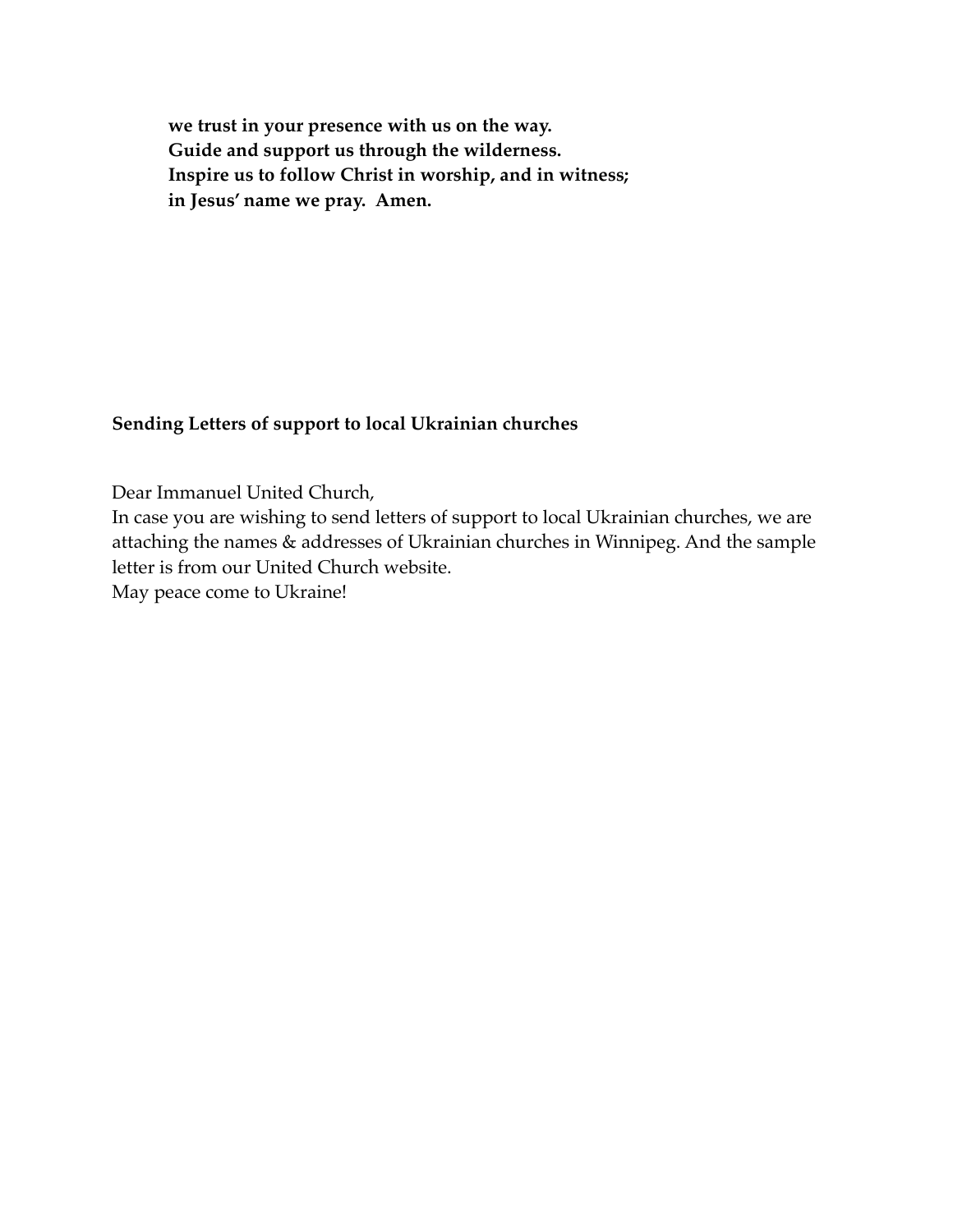**we trust in your presence with us on the way.**
**Guide and support us through the wilderness.**
**Inspire us to follow Christ in worship, and in witness;**
**in Jesus' name we pray. Amen.**

**Sending Letters of support to local Ukrainian churches**

Dear Immanuel United Church,
In case you are wishing to send letters of support to local Ukrainian churches, we are attaching the names & addresses of Ukrainian churches in Winnipeg. And the sample letter is from our United Church website.
May peace come to Ukraine!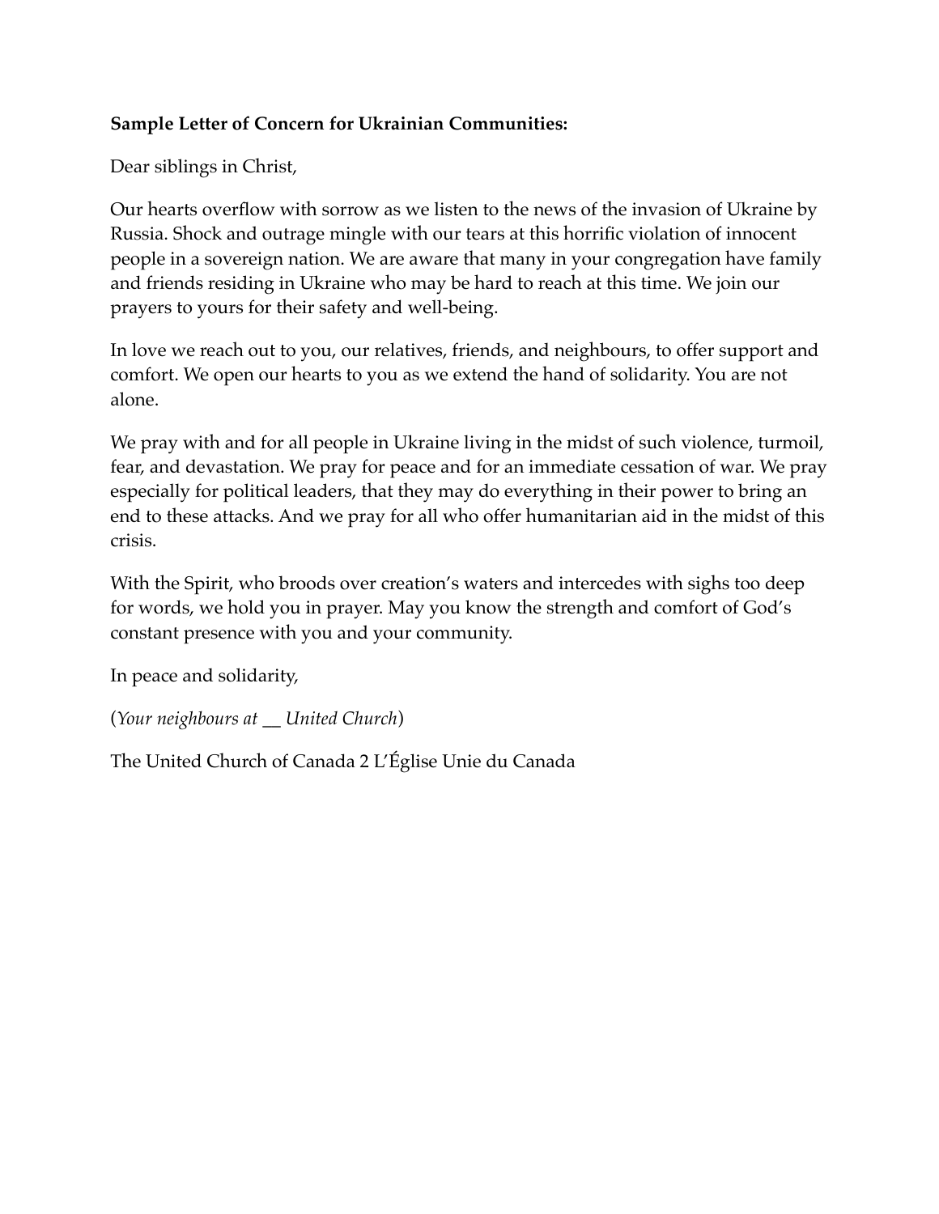**Sample Letter of Concern for Ukrainian Communities:**

Dear siblings in Christ,

Our hearts overflow with sorrow as we listen to the news of the invasion of Ukraine by Russia. Shock and outrage mingle with our tears at this horrific violation of innocent people in a sovereign nation. We are aware that many in your congregation have family and friends residing in Ukraine who may be hard to reach at this time. We join our prayers to yours for their safety and well-being.

In love we reach out to you, our relatives, friends, and neighbours, to offer support and comfort. We open our hearts to you as we extend the hand of solidarity. You are not alone.

We pray with and for all people in Ukraine living in the midst of such violence, turmoil, fear, and devastation. We pray for peace and for an immediate cessation of war. We pray especially for political leaders, that they may do everything in their power to bring an end to these attacks. And we pray for all who offer humanitarian aid in the midst of this crisis.

With the Spirit, who broods over creation's waters and intercedes with sighs too deep for words, we hold you in prayer. May you know the strength and comfort of God's constant presence with you and your community.

In peace and solidarity,

(*Your neighbours at __ United Church*)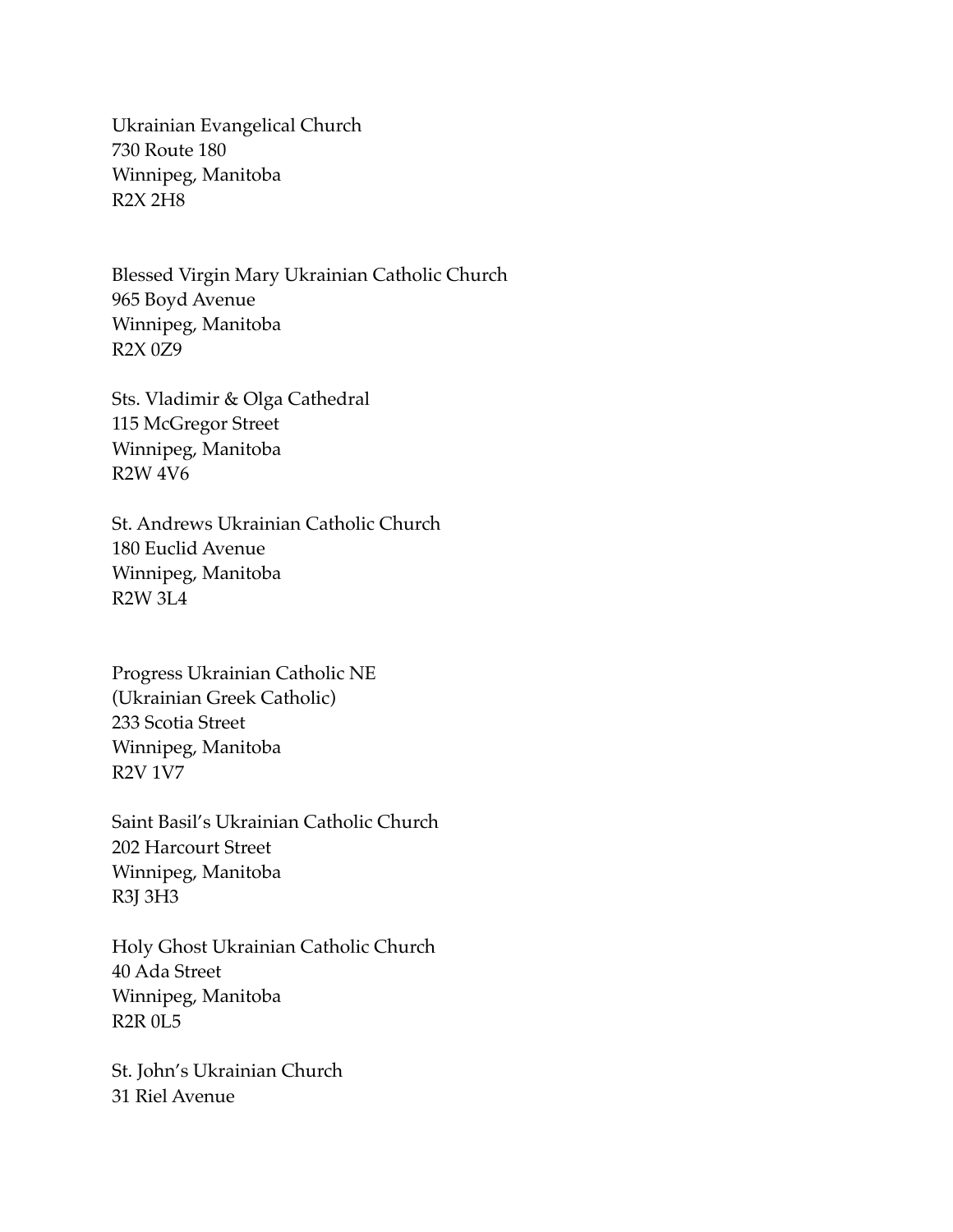Ukrainian Evangelical Church
730 Route 180
Winnipeg, Manitoba
R2X 2H8

Blessed Virgin Mary Ukrainian Catholic Church
965 Boyd Avenue
Winnipeg, Manitoba
R2X 0Z9

Sts. Vladimir & Olga Cathedral
115 McGregor Street
Winnipeg, Manitoba
R2W 4V6

St. Andrews Ukrainian Catholic Church
180 Euclid Avenue
Winnipeg, Manitoba
R2W 3L4

Progress Ukrainian Catholic NE
(Ukrainian Greek Catholic)
233 Scotia Street
Winnipeg, Manitoba
R2V 1V7

Saint Basil's Ukrainian Catholic Church
202 Harcourt Street
Winnipeg, Manitoba
R3J 3H3

Holy Ghost Ukrainian Catholic Church
40 Ada Street
Winnipeg, Manitoba
R2R 0L5

St. John's Ukrainian Church
31 Riel Avenue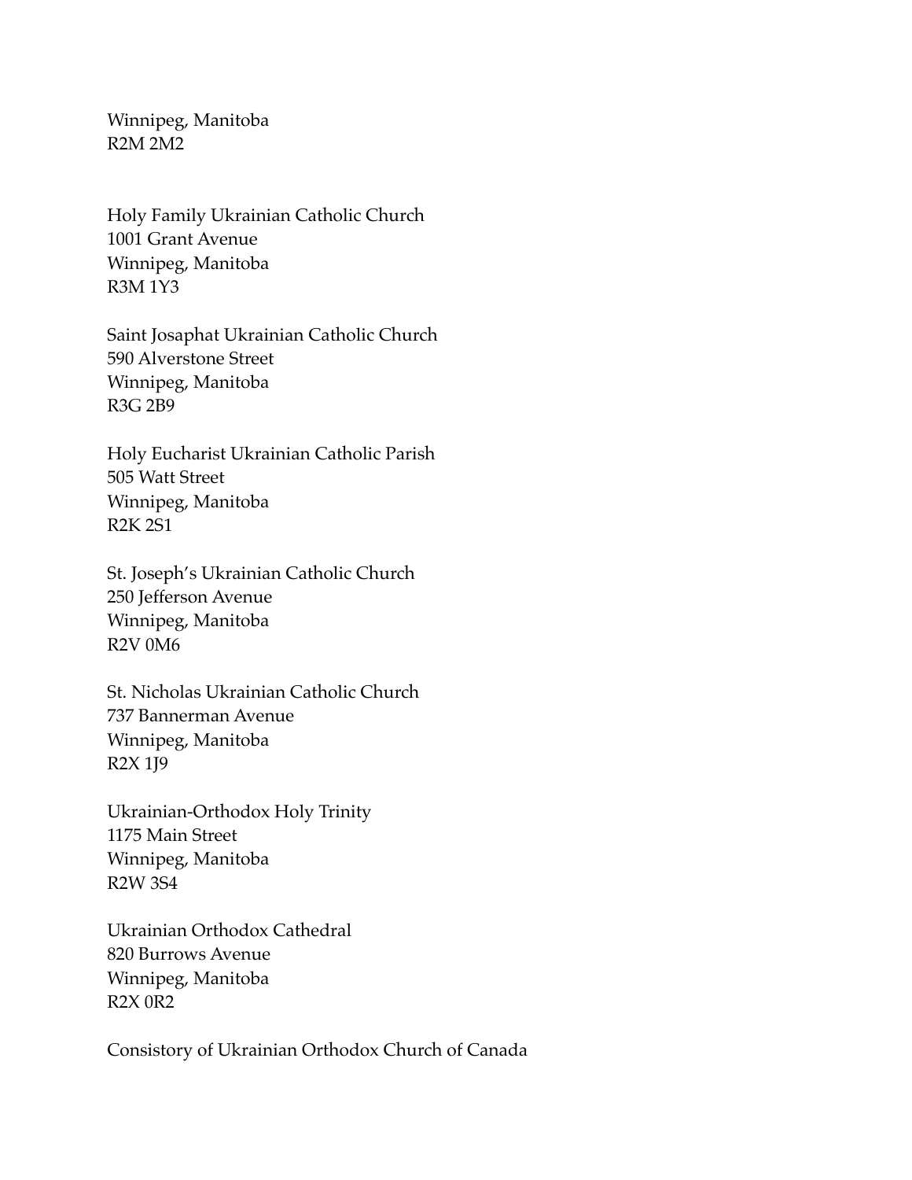Winnipeg, Manitoba
R2M 2M2

Holy Family Ukrainian Catholic Church
1001 Grant Avenue
Winnipeg, Manitoba
R3M 1Y3

Saint Josaphat Ukrainian Catholic Church
590 Alverstone Street
Winnipeg, Manitoba
R3G 2B9

Holy Eucharist Ukrainian Catholic Parish
505 Watt Street
Winnipeg, Manitoba
R2K 2S1

St. Joseph's Ukrainian Catholic Church
250 Jefferson Avenue
Winnipeg, Manitoba
R2V 0M6

St. Nicholas Ukrainian Catholic Church
737 Bannerman Avenue
Winnipeg, Manitoba
R2X 1J9

Ukrainian-Orthodox Holy Trinity
1175 Main Street
Winnipeg, Manitoba
R2W 3S4

Ukrainian Orthodox Cathedral
820 Burrows Avenue
Winnipeg, Manitoba
R2X 0R2

Consistory of Ukrainian Orthodox Church of Canada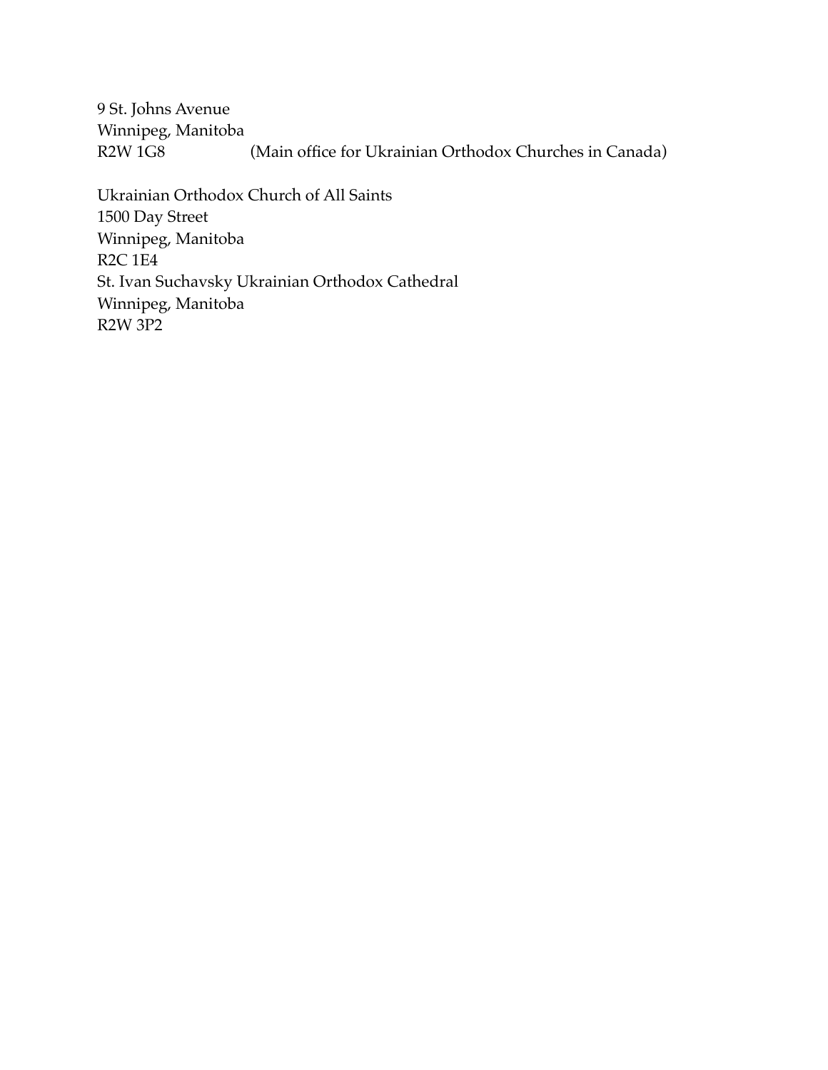9 St. Johns Avenue
Winnipeg, Manitoba
R2W 1G8 (Main office for Ukrainian Orthodox Churches in Canada)

Ukrainian Orthodox Church of All Saints
1500 Day Street
Winnipeg, Manitoba
R2C 1E4
St. Ivan Suchavsky Ukrainian Orthodox Cathedral
Winnipeg, Manitoba
R2W 3P2